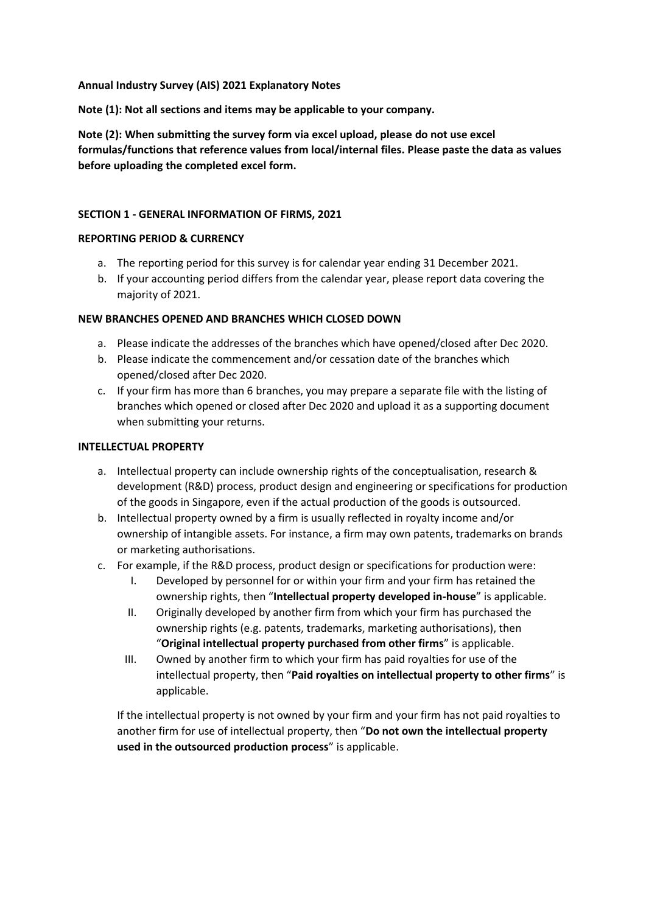**Annual Industry Survey (AIS) 2021 Explanatory Notes**

**Note (1): Not all sections and items may be applicable to your company.**

**Note (2): When submitting the survey form via excel upload, please do not use excel formulas/functions that reference values from local/internal files. Please paste the data as values before uploading the completed excel form.**

## SECTION 1 - GENERAL INFORMATION OF FIRMS, 2021

### REPORTING PERIOD & CURRENCY

a. The reporting period for this survey is for calendar year ending 31 December 2021.
b. If your accounting period differs from the calendar year, please report data covering the majority of 2021.

### NEW BRANCHES OPENED AND BRANCHES WHICH CLOSED DOWN

a. Please indicate the addresses of the branches which have opened/closed after Dec 2020.
b. Please indicate the commencement and/or cessation date of the branches which opened/closed after Dec 2020.
c. If your firm has more than 6 branches, you may prepare a separate file with the listing of branches which opened or closed after Dec 2020 and upload it as a supporting document when submitting your returns.

### INTELLECTUAL PROPERTY

a. Intellectual property can include ownership rights of the conceptualisation, research & development (R&D) process, product design and engineering or specifications for production of the goods in Singapore, even if the actual production of the goods is outsourced.
b. Intellectual property owned by a firm is usually reflected in royalty income and/or ownership of intangible assets. For instance, a firm may own patents, trademarks on brands or marketing authorisations.
c. For example, if the R&D process, product design or specifications for production were:
   I. Developed by personnel for or within your firm and your firm has retained the ownership rights, then "**Intellectual property developed in-house**" is applicable.
   II. Originally developed by another firm from which your firm has purchased the ownership rights (e.g. patents, trademarks, marketing authorisations), then "**Original intellectual property purchased from other firms**" is applicable.
   III. Owned by another firm to which your firm has paid royalties for use of the intellectual property, then "**Paid royalties on intellectual property to other firms**" is applicable.

   If the intellectual property is not owned by your firm and your firm has not paid royalties to another firm for use of intellectual property, then "**Do not own the intellectual property used in the outsourced production process**" is applicable.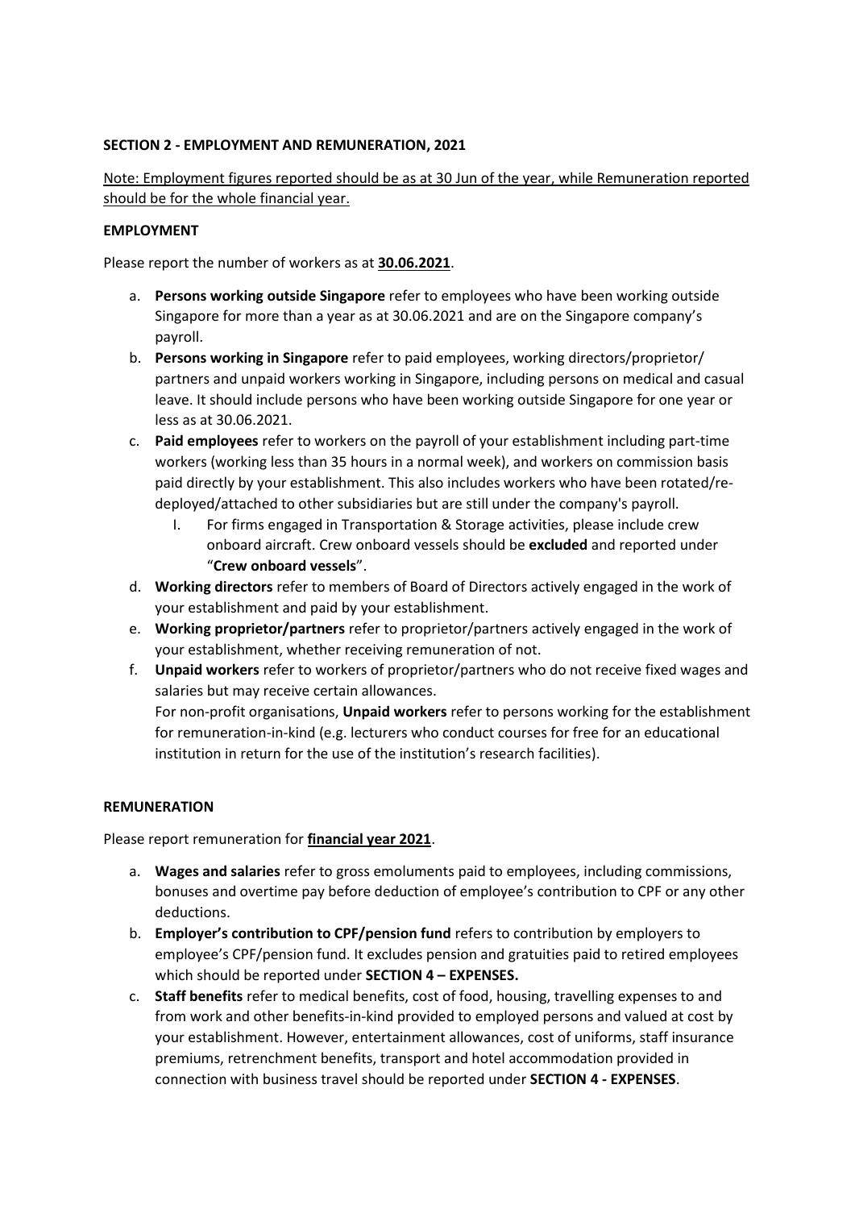**SECTION 2 - EMPLOYMENT AND REMUNERATION, 2021**

<u>Note: Employment figures reported should be as at 30 Jun of the year, while Remuneration reported should be for the whole financial year.</u>

**EMPLOYMENT**

Please report the number of workers as at **<u>30.06.2021</u>**.

a. **Persons working outside Singapore** refer to employees who have been working outside Singapore for more than a year as at 30.06.2021 and are on the Singapore company's payroll.
b. **Persons working in Singapore** refer to paid employees, working directors/proprietor/ partners and unpaid workers working in Singapore, including persons on medical and casual leave. It should include persons who have been working outside Singapore for one year or less as at 30.06.2021.
c. **Paid employees** refer to workers on the payroll of your establishment including part-time workers (working less than 35 hours in a normal week), and workers on commission basis paid directly by your establishment. This also includes workers who have been rotated/re-deployed/attached to other subsidiaries but are still under the company's payroll.
    I. For firms engaged in Transportation & Storage activities, please include crew onboard aircraft. Crew onboard vessels should be **excluded** and reported under "**Crew onboard vessels**".
d. **Working directors** refer to members of Board of Directors actively engaged in the work of your establishment and paid by your establishment.
e. **Working proprietor/partners** refer to proprietor/partners actively engaged in the work of your establishment, whether receiving remuneration of not.
f. **Unpaid workers** refer to workers of proprietor/partners who do not receive fixed wages and salaries but may receive certain allowances.
   For non-profit organisations, **Unpaid workers** refer to persons working for the establishment for remuneration-in-kind (e.g. lecturers who conduct courses for free for an educational institution in return for the use of the institution's research facilities).

**REMUNERATION**

Please report remuneration for **<u>financial year 2021</u>**.

a. **Wages and salaries** refer to gross emoluments paid to employees, including commissions, bonuses and overtime pay before deduction of employee's contribution to CPF or any other deductions.
b. **Employer's contribution to CPF/pension fund** refers to contribution by employers to employee's CPF/pension fund. It excludes pension and gratuities paid to retired employees which should be reported under **SECTION 4 – EXPENSES.**
c. **Staff benefits** refer to medical benefits, cost of food, housing, travelling expenses to and from work and other benefits-in-kind provided to employed persons and valued at cost by your establishment. However, entertainment allowances, cost of uniforms, staff insurance premiums, retrenchment benefits, transport and hotel accommodation provided in connection with business travel should be reported under **SECTION 4 - EXPENSES**.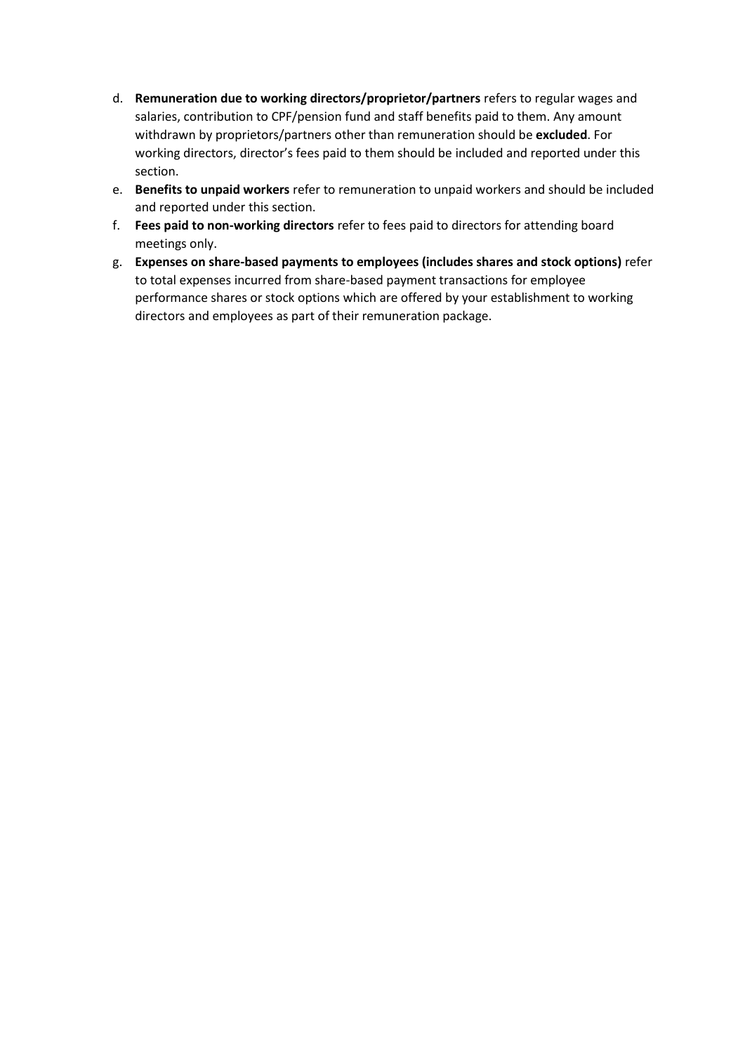d. **Remuneration due to working directors/proprietor/partners** refers to regular wages and salaries, contribution to CPF/pension fund and staff benefits paid to them. Any amount withdrawn by proprietors/partners other than remuneration should be **excluded**. For working directors, director's fees paid to them should be included and reported under this section.

e. **Benefits to unpaid workers** refer to remuneration to unpaid workers and should be included and reported under this section.

f. **Fees paid to non-working directors** refer to fees paid to directors for attending board meetings only.

g. **Expenses on share-based payments to employees (includes shares and stock options)** refer to total expenses incurred from share-based payment transactions for employee performance shares or stock options which are offered by your establishment to working directors and employees as part of their remuneration package.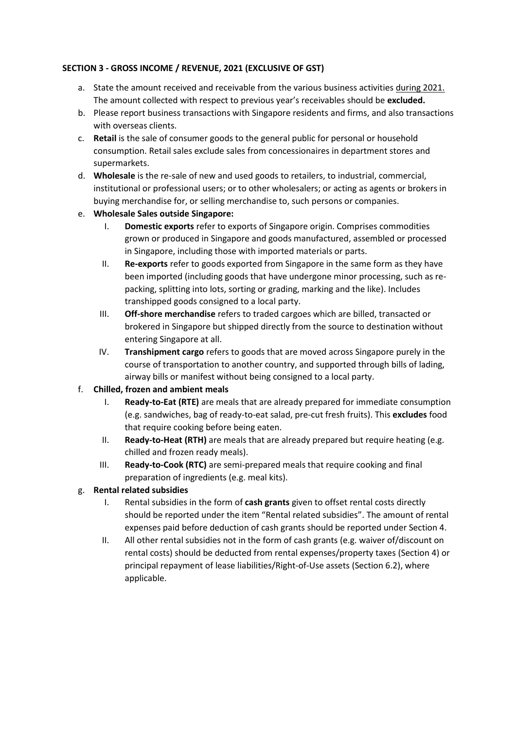**SECTION 3 - GROSS INCOME / REVENUE, 2021 (EXCLUSIVE OF GST)**

a. State the amount received and receivable from the various business activities during 2021. The amount collected with respect to previous year's receivables should be **excluded.**

b. Please report business transactions with Singapore residents and firms, and also transactions with overseas clients.

c. **Retail** is the sale of consumer goods to the general public for personal or household consumption. Retail sales exclude sales from concessionaires in department stores and supermarkets.

d. **Wholesale** is the re-sale of new and used goods to retailers, to industrial, commercial, institutional or professional users; or to other wholesalers; or acting as agents or brokers in buying merchandise for, or selling merchandise to, such persons or companies.

e. **Wholesale Sales outside Singapore:**

   I. **Domestic exports** refer to exports of Singapore origin. Comprises commodities grown or produced in Singapore and goods manufactured, assembled or processed in Singapore, including those with imported materials or parts.

   II. **Re-exports** refer to goods exported from Singapore in the same form as they have been imported (including goods that have undergone minor processing, such as re-packing, splitting into lots, sorting or grading, marking and the like). Includes transhipped goods consigned to a local party.

   III. **Off-shore merchandise** refers to traded cargoes which are billed, transacted or brokered in Singapore but shipped directly from the source to destination without entering Singapore at all.

   IV. **Transhipment cargo** refers to goods that are moved across Singapore purely in the course of transportation to another country, and supported through bills of lading, airway bills or manifest without being consigned to a local party.

f. **Chilled, frozen and ambient meals**

   I. **Ready-to-Eat (RTE)** are meals that are already prepared for immediate consumption (e.g. sandwiches, bag of ready-to-eat salad, pre-cut fresh fruits). This **excludes** food that require cooking before being eaten.

   II. **Ready-to-Heat (RTH)** are meals that are already prepared but require heating (e.g. chilled and frozen ready meals).

   III. **Ready-to-Cook (RTC)** are semi-prepared meals that require cooking and final preparation of ingredients (e.g. meal kits).

g. **Rental related subsidies**

   I. Rental subsidies in the form of **cash grants** given to offset rental costs directly should be reported under the item "Rental related subsidies". The amount of rental expenses paid before deduction of cash grants should be reported under Section 4.

   II. All other rental subsidies not in the form of cash grants (e.g. waiver of/discount on rental costs) should be deducted from rental expenses/property taxes (Section 4) or principal repayment of lease liabilities/Right-of-Use assets (Section 6.2), where applicable.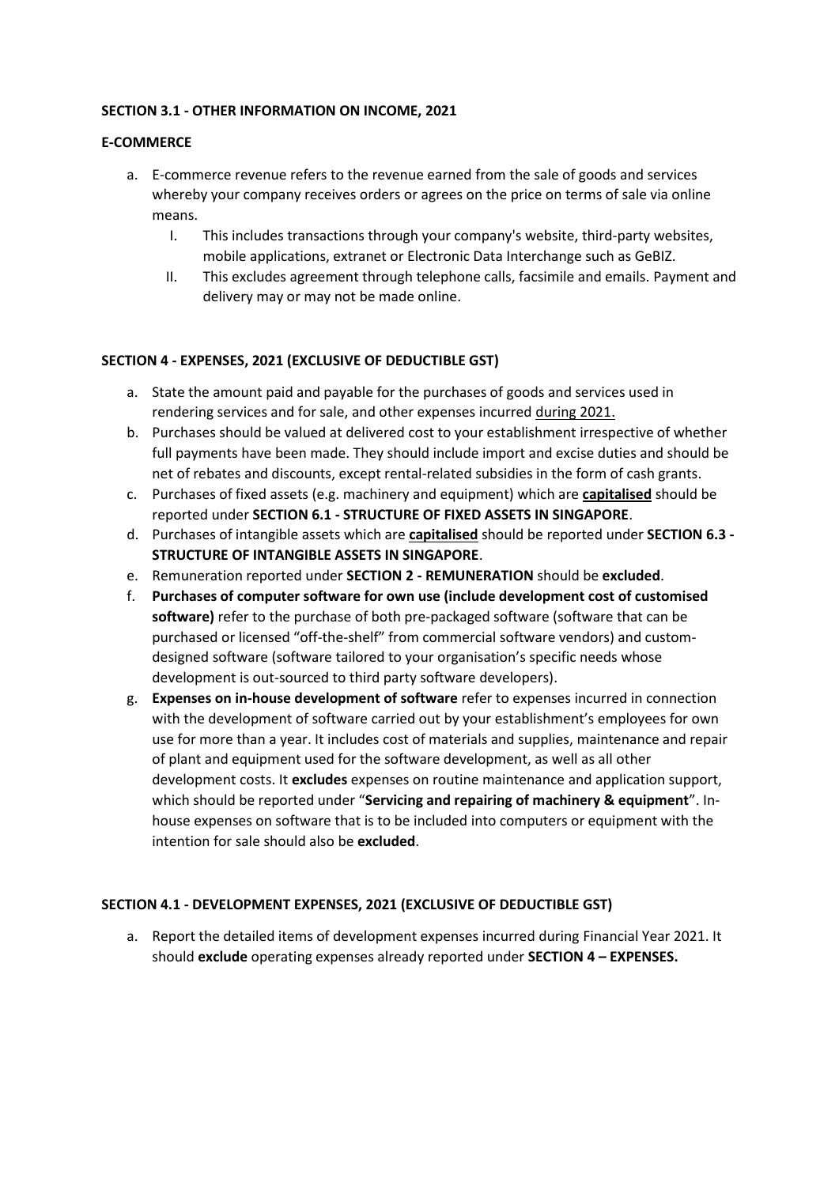**SECTION 3.1 - OTHER INFORMATION ON INCOME, 2021**

**E-COMMERCE**

a. E-commerce revenue refers to the revenue earned from the sale of goods and services whereby your company receives orders or agrees on the price on terms of sale via online means.
    I. This includes transactions through your company's website, third-party websites, mobile applications, extranet or Electronic Data Interchange such as GeBIZ.
    II. This excludes agreement through telephone calls, facsimile and emails. Payment and delivery may or may not be made online.

**SECTION 4 - EXPENSES, 2021 (EXCLUSIVE OF DEDUCTIBLE GST)**

a. State the amount paid and payable for the purchases of goods and services used in rendering services and for sale, and other expenses incurred <u>during 2021.</u>
b. Purchases should be valued at delivered cost to your establishment irrespective of whether full payments have been made. They should include import and excise duties and should be net of rebates and discounts, except rental-related subsidies in the form of cash grants.
c. Purchases of fixed assets (e.g. machinery and equipment) which are **<u>capitalised</u>** should be reported under **SECTION 6.1 - STRUCTURE OF FIXED ASSETS IN SINGAPORE**.
d. Purchases of intangible assets which are **<u>capitalised</u>** should be reported under **SECTION 6.3 - STRUCTURE OF INTANGIBLE ASSETS IN SINGAPORE**.
e. Remuneration reported under **SECTION 2 - REMUNERATION** should be **excluded**.
f. **Purchases of computer software for own use (include development cost of customised software)** refer to the purchase of both pre-packaged software (software that can be purchased or licensed "off-the-shelf" from commercial software vendors) and custom-designed software (software tailored to your organisation's specific needs whose development is out-sourced to third party software developers).
g. **Expenses on in-house development of software** refer to expenses incurred in connection with the development of software carried out by your establishment's employees for own use for more than a year. It includes cost of materials and supplies, maintenance and repair of plant and equipment used for the software development, as well as all other development costs. It **excludes** expenses on routine maintenance and application support, which should be reported under "**Servicing and repairing of machinery & equipment**". In-house expenses on software that is to be included into computers or equipment with the intention for sale should also be **excluded**.

**SECTION 4.1 - DEVELOPMENT EXPENSES, 2021 (EXCLUSIVE OF DEDUCTIBLE GST)**

a. Report the detailed items of development expenses incurred during Financial Year 2021. It should **exclude** operating expenses already reported under **SECTION 4 – EXPENSES.**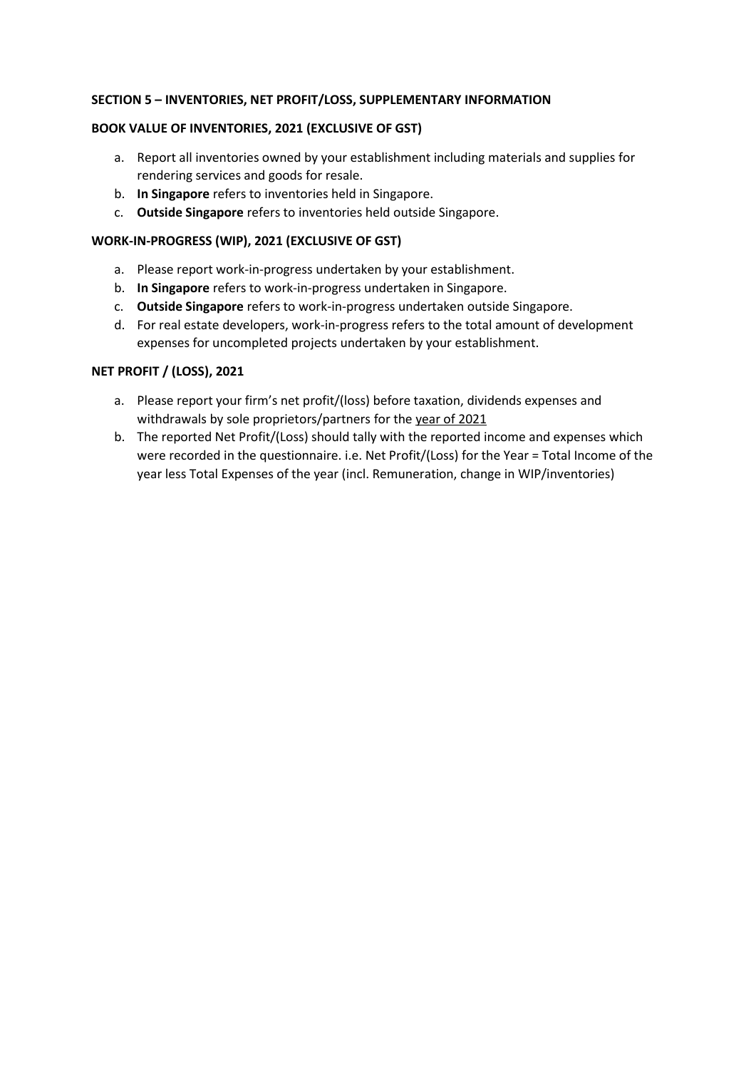## SECTION 5 – INVENTORIES, NET PROFIT/LOSS, SUPPLEMENTARY INFORMATION

### BOOK VALUE OF INVENTORIES, 2021 (EXCLUSIVE OF GST)

a. Report all inventories owned by your establishment including materials and supplies for rendering services and goods for resale.
b. **In Singapore** refers to inventories held in Singapore.
c. **Outside Singapore** refers to inventories held outside Singapore.

### WORK-IN-PROGRESS (WIP), 2021 (EXCLUSIVE OF GST)

a. Please report work-in-progress undertaken by your establishment.
b. **In Singapore** refers to work-in-progress undertaken in Singapore.
c. **Outside Singapore** refers to work-in-progress undertaken outside Singapore.
d. For real estate developers, work-in-progress refers to the total amount of development expenses for uncompleted projects undertaken by your establishment.

### NET PROFIT / (LOSS), 2021

a. Please report your firm's net profit/(loss) before taxation, dividends expenses and withdrawals by sole proprietors/partners for the <u>year of 2021</u>
b. The reported Net Profit/(Loss) should tally with the reported income and expenses which were recorded in the questionnaire. i.e. Net Profit/(Loss) for the Year = Total Income of the year less Total Expenses of the year (incl. Remuneration, change in WIP/inventories)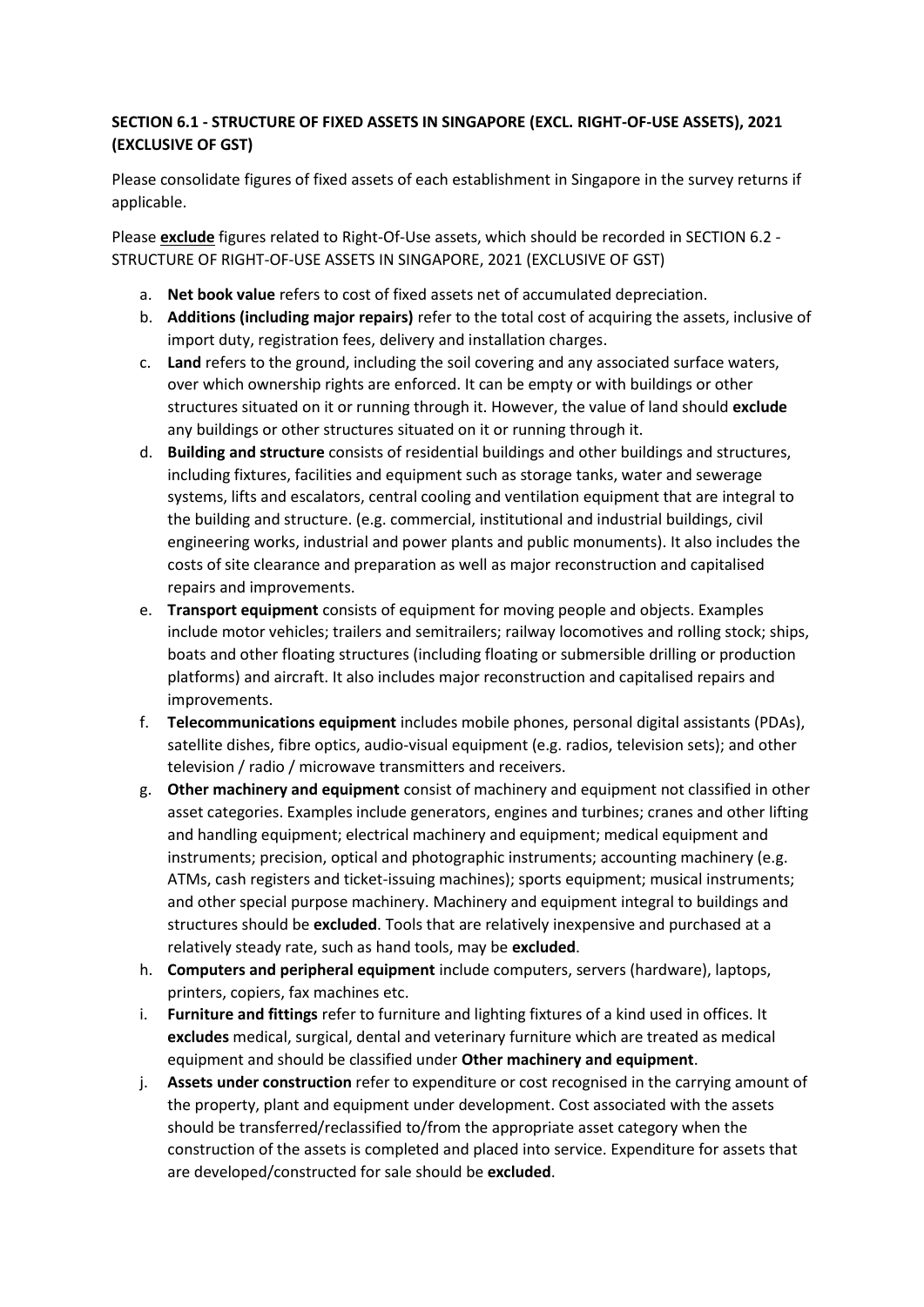**SECTION 6.1 - STRUCTURE OF FIXED ASSETS IN SINGAPORE (EXCL. RIGHT-OF-USE ASSETS), 2021 (EXCLUSIVE OF GST)**

Please consolidate figures of fixed assets of each establishment in Singapore in the survey returns if applicable.

Please **exclude** figures related to Right-Of-Use assets, which should be recorded in SECTION 6.2 - STRUCTURE OF RIGHT-OF-USE ASSETS IN SINGAPORE, 2021 (EXCLUSIVE OF GST)

a. **Net book value** refers to cost of fixed assets net of accumulated depreciation.
b. **Additions (including major repairs)** refer to the total cost of acquiring the assets, inclusive of import duty, registration fees, delivery and installation charges.
c. **Land** refers to the ground, including the soil covering and any associated surface waters, over which ownership rights are enforced. It can be empty or with buildings or other structures situated on it or running through it. However, the value of land should **exclude** any buildings or other structures situated on it or running through it.
d. **Building and structure** consists of residential buildings and other buildings and structures, including fixtures, facilities and equipment such as storage tanks, water and sewerage systems, lifts and escalators, central cooling and ventilation equipment that are integral to the building and structure. (e.g. commercial, institutional and industrial buildings, civil engineering works, industrial and power plants and public monuments). It also includes the costs of site clearance and preparation as well as major reconstruction and capitalised repairs and improvements.
e. **Transport equipment** consists of equipment for moving people and objects. Examples include motor vehicles; trailers and semitrailers; railway locomotives and rolling stock; ships, boats and other floating structures (including floating or submersible drilling or production platforms) and aircraft. It also includes major reconstruction and capitalised repairs and improvements.
f. **Telecommunications equipment** includes mobile phones, personal digital assistants (PDAs), satellite dishes, fibre optics, audio-visual equipment (e.g. radios, television sets); and other television / radio / microwave transmitters and receivers.
g. **Other machinery and equipment** consist of machinery and equipment not classified in other asset categories. Examples include generators, engines and turbines; cranes and other lifting and handling equipment; electrical machinery and equipment; medical equipment and instruments; precision, optical and photographic instruments; accounting machinery (e.g. ATMs, cash registers and ticket-issuing machines); sports equipment; musical instruments; and other special purpose machinery. Machinery and equipment integral to buildings and structures should be **excluded**. Tools that are relatively inexpensive and purchased at a relatively steady rate, such as hand tools, may be **excluded**.
h. **Computers and peripheral equipment** include computers, servers (hardware), laptops, printers, copiers, fax machines etc.
i. **Furniture and fittings** refer to furniture and lighting fixtures of a kind used in offices. It **excludes** medical, surgical, dental and veterinary furniture which are treated as medical equipment and should be classified under **Other machinery and equipment**.
j. **Assets under construction** refer to expenditure or cost recognised in the carrying amount of the property, plant and equipment under development. Cost associated with the assets should be transferred/reclassified to/from the appropriate asset category when the construction of the assets is completed and placed into service. Expenditure for assets that are developed/constructed for sale should be **excluded**.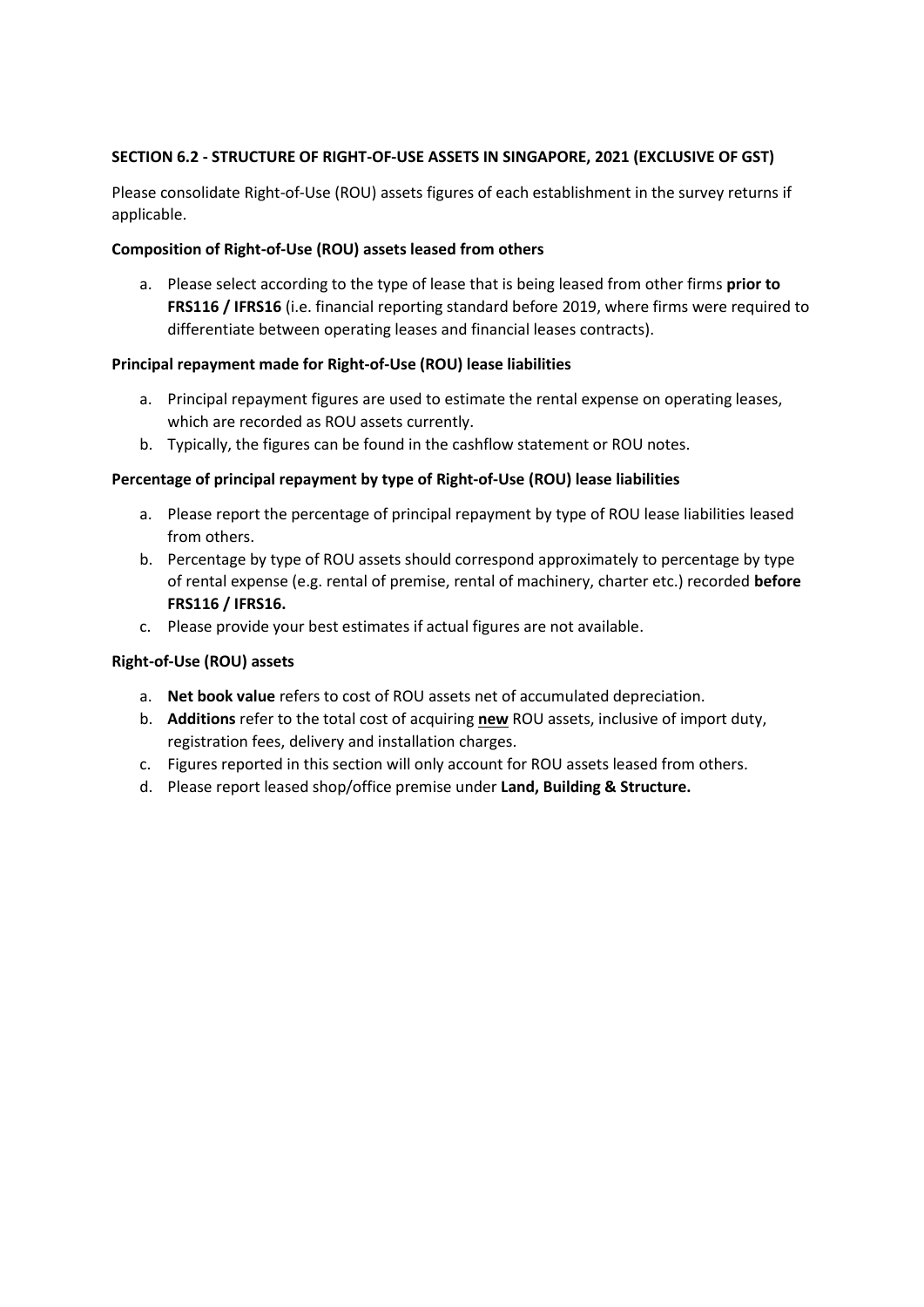**SECTION 6.2 - STRUCTURE OF RIGHT-OF-USE ASSETS IN SINGAPORE, 2021 (EXCLUSIVE OF GST)**

Please consolidate Right-of-Use (ROU) assets figures of each establishment in the survey returns if applicable.

**Composition of Right-of-Use (ROU) assets leased from others**

a. Please select according to the type of lease that is being leased from other firms **prior to FRS116 / IFRS16** (i.e. financial reporting standard before 2019, where firms were required to differentiate between operating leases and financial leases contracts).

**Principal repayment made for Right-of-Use (ROU) lease liabilities**

a. Principal repayment figures are used to estimate the rental expense on operating leases, which are recorded as ROU assets currently.
b. Typically, the figures can be found in the cashflow statement or ROU notes.

**Percentage of principal repayment by type of Right-of-Use (ROU) lease liabilities**

a. Please report the percentage of principal repayment by type of ROU lease liabilities leased from others.
b. Percentage by type of ROU assets should correspond approximately to percentage by type of rental expense (e.g. rental of premise, rental of machinery, charter etc.) recorded **before FRS116 / IFRS16.**
c. Please provide your best estimates if actual figures are not available.

**Right-of-Use (ROU) assets**

a. **Net book value** refers to cost of ROU assets net of accumulated depreciation.
b. **Additions** refer to the total cost of acquiring **<u>new</u>** ROU assets, inclusive of import duty, registration fees, delivery and installation charges.
c. Figures reported in this section will only account for ROU assets leased from others.
d. Please report leased shop/office premise under **Land, Building & Structure.**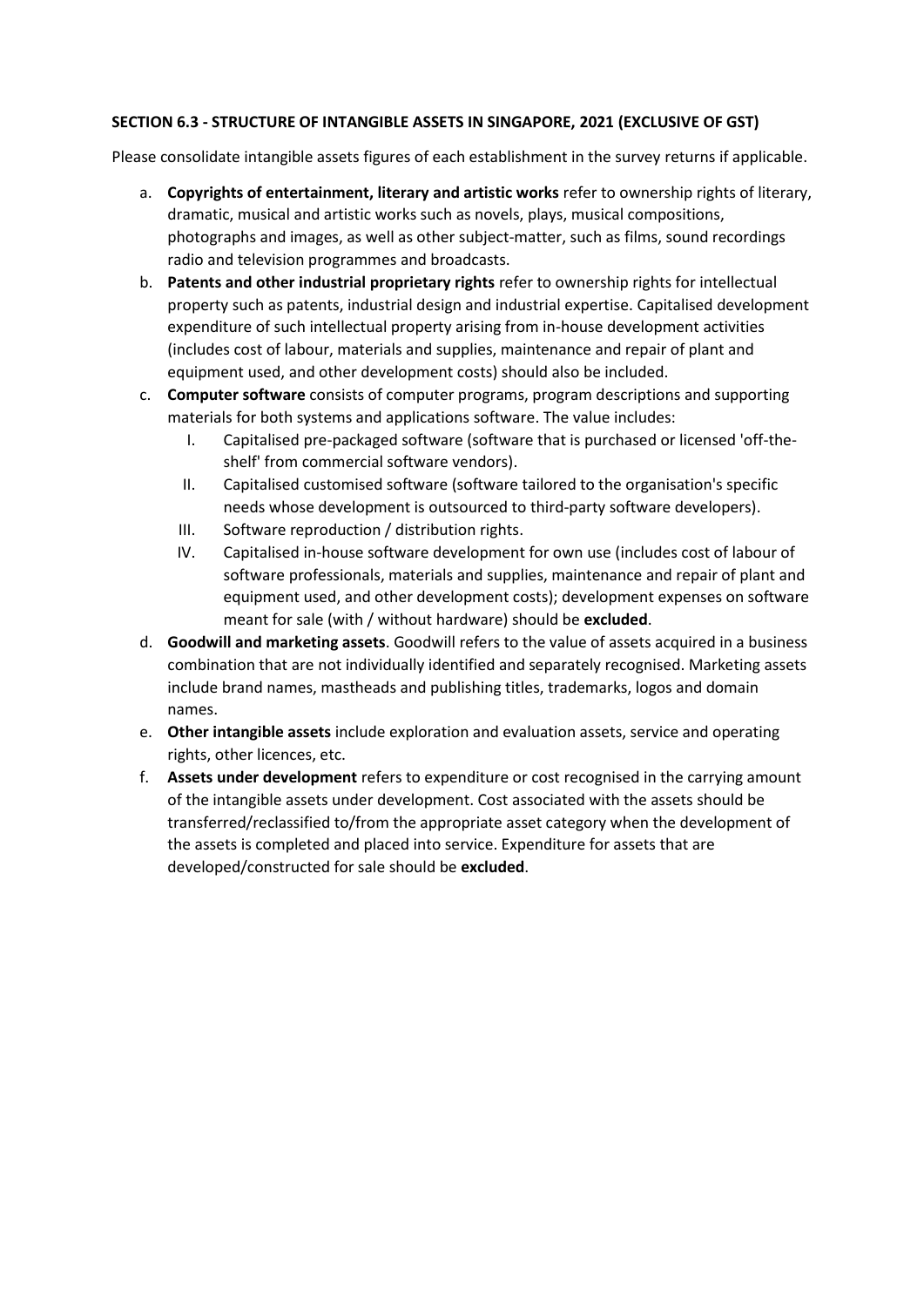**SECTION 6.3 - STRUCTURE OF INTANGIBLE ASSETS IN SINGAPORE, 2021 (EXCLUSIVE OF GST)**

Please consolidate intangible assets figures of each establishment in the survey returns if applicable.

a. **Copyrights of entertainment, literary and artistic works** refer to ownership rights of literary, dramatic, musical and artistic works such as novels, plays, musical compositions, photographs and images, as well as other subject-matter, such as films, sound recordings radio and television programmes and broadcasts.

b. **Patents and other industrial proprietary rights** refer to ownership rights for intellectual property such as patents, industrial design and industrial expertise. Capitalised development expenditure of such intellectual property arising from in-house development activities (includes cost of labour, materials and supplies, maintenance and repair of plant and equipment used, and other development costs) should also be included.

c. **Computer software** consists of computer programs, program descriptions and supporting materials for both systems and applications software. The value includes:

   I. Capitalised pre-packaged software (software that is purchased or licensed 'off-the-shelf' from commercial software vendors).

   II. Capitalised customised software (software tailored to the organisation's specific needs whose development is outsourced to third-party software developers).

   III. Software reproduction / distribution rights.

   IV. Capitalised in-house software development for own use (includes cost of labour of software professionals, materials and supplies, maintenance and repair of plant and equipment used, and other development costs); development expenses on software meant for sale (with / without hardware) should be **excluded**.

d. **Goodwill and marketing assets**. Goodwill refers to the value of assets acquired in a business combination that are not individually identified and separately recognised. Marketing assets include brand names, mastheads and publishing titles, trademarks, logos and domain names.

e. **Other intangible assets** include exploration and evaluation assets, service and operating rights, other licences, etc.

f. **Assets under development** refers to expenditure or cost recognised in the carrying amount of the intangible assets under development. Cost associated with the assets should be transferred/reclassified to/from the appropriate asset category when the development of the assets is completed and placed into service. Expenditure for assets that are developed/constructed for sale should be **excluded**.